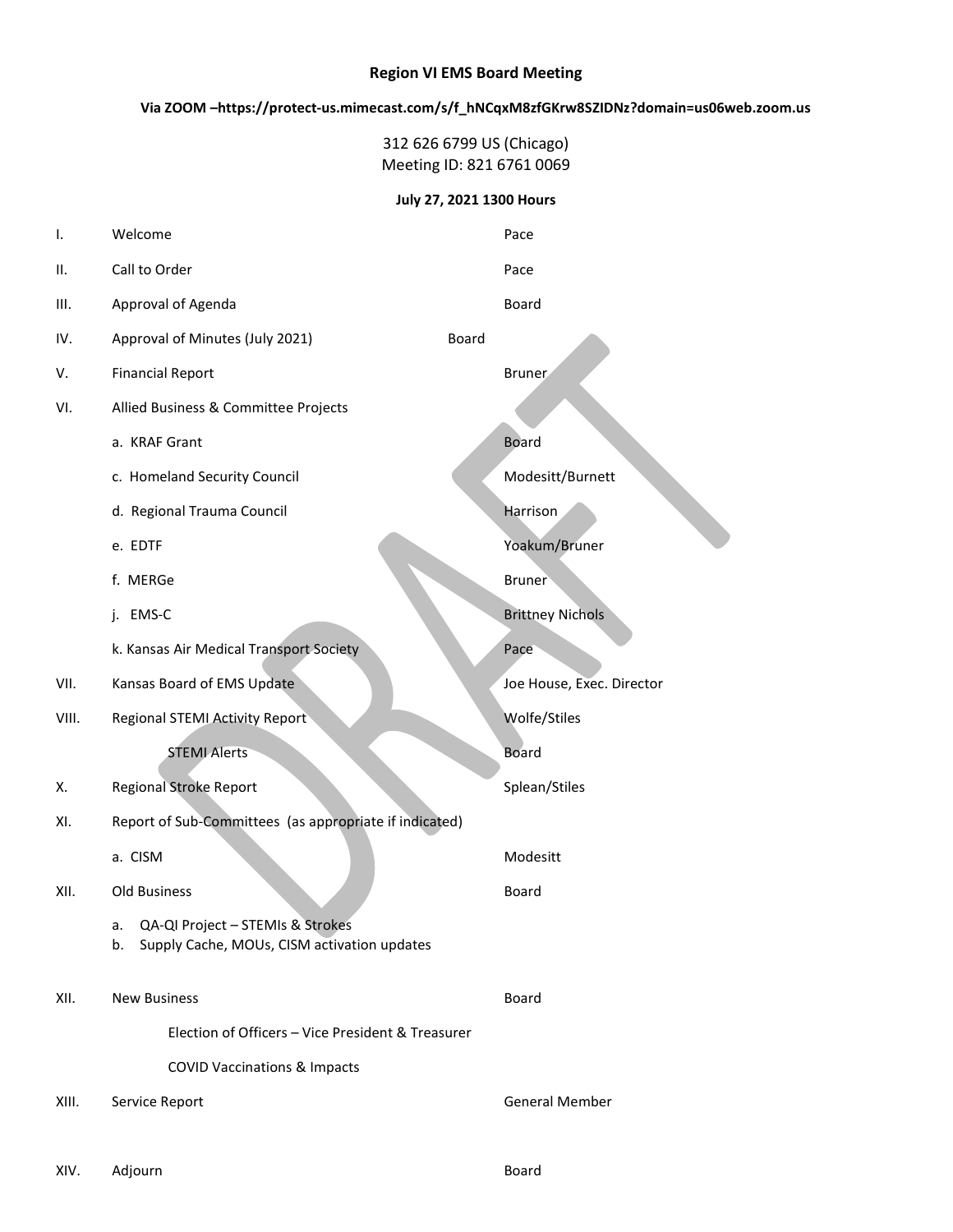# Region VI EMS Board Meeting

**Via ZOOM –https://protect-us.mimecast.com/s/f_hNCqxM8zfGKrw8SZIDNz?domain=us06web.zoom.us**

312 626 6799 US (Chicago)
Meeting ID: 821 6761 0069

**July 27, 2021 1300 Hours**

| | | |
|---|---|---|
| I. | Welcome | Pace |
| II. | Call to Order | Pace |
| III. | Approval of Agenda | Board |
| IV. | Approval of Minutes (July 2021) | Board |
| V. | Financial Report | Bruner |
| VI. | Allied Business & Committee Projects | |
| | a. KRAF Grant | Board |
| | c. Homeland Security Council | Modesitt/Burnett |
| | d. Regional Trauma Council | Harrison |
| | e. EDTF | Yoakum/Bruner |
| | f. MERGe | Bruner |
| | j. EMS-C | Brittney Nichols |
| | k. Kansas Air Medical Transport Society | Pace |
| VII. | Kansas Board of EMS Update | Joe House, Exec. Director |
| VIII. | Regional STEMI Activity Report | Wolfe/Stiles |
| | STEMI Alerts | Board |
| X. | Regional Stroke Report | Splean/Stiles |
| XI. | Report of Sub-Committees (as appropriate if indicated) | |
| | a. CISM | Modesitt |
| XII. | Old Business | Board |
| | a. QA-QI Project – STEMIs & Strokes<br>b. Supply Cache, MOUs, CISM activation updates | |
| XII. | New Business | Board |
| | Election of Officers – Vice President & Treasurer | |
| | COVID Vaccinations & Impacts | |
| XIII. | Service Report | General Member |
| XIV. | Adjourn | Board |

DRAFT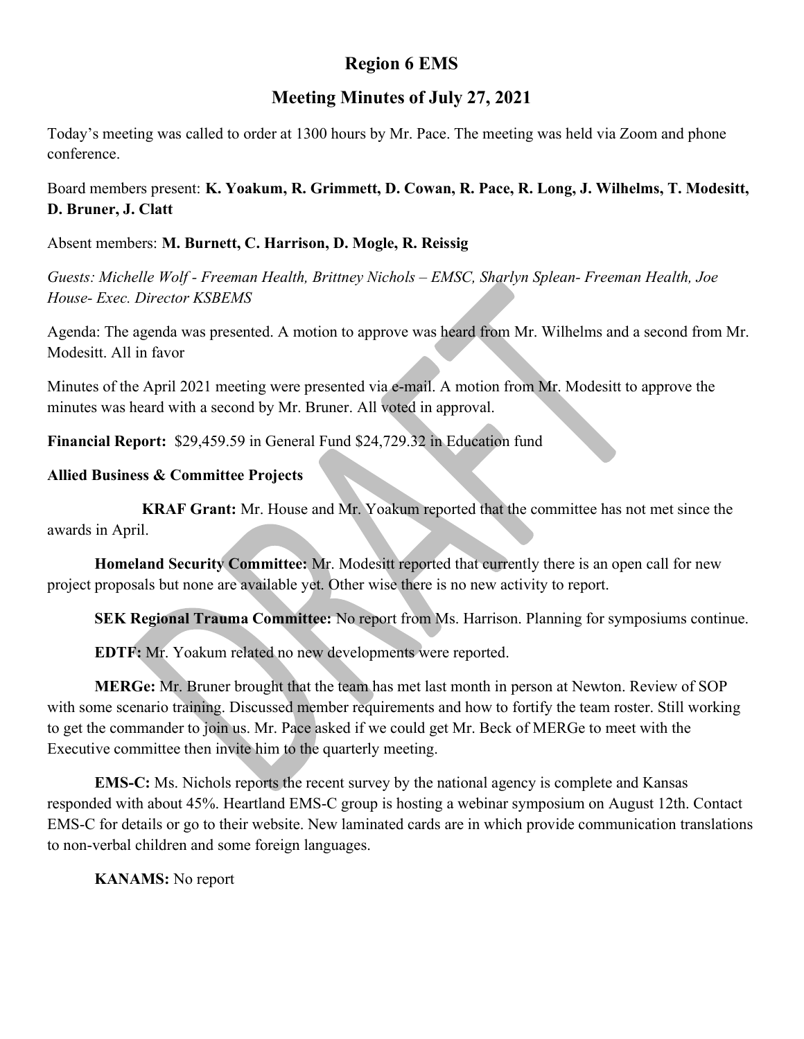# Region 6 EMS

## Meeting Minutes of July 27, 2021

Today's meeting was called to order at 1300 hours by Mr. Pace. The meeting was held via Zoom and phone conference.

Board members present: **K. Yoakum, R. Grimmett, D. Cowan, R. Pace, R. Long, J. Wilhelms, T. Modesitt, D. Bruner, J. Clatt**

Absent members: **M. Burnett, C. Harrison, D. Mogle, R. Reissig**

*Guests: Michelle Wolf - Freeman Health, Brittney Nichols – EMSC, Sharlyn Splean- Freeman Health, Joe House- Exec. Director KSBEMS*

Agenda: The agenda was presented. A motion to approve was heard from Mr. Wilhelms and a second from Mr. Modesitt. All in favor

Minutes of the April 2021 meeting were presented via e-mail. A motion from Mr. Modesitt to approve the minutes was heard with a second by Mr. Bruner. All voted in approval.

**Financial Report:** \$29,459.59 in General Fund \$24,729.32 in Education fund

**Allied Business & Committee Projects**

**KRAF Grant:** Mr. House and Mr. Yoakum reported that the committee has not met since the awards in April.

**Homeland Security Committee:** Mr. Modesitt reported that currently there is an open call for new project proposals but none are available yet. Other wise there is no new activity to report.

**SEK Regional Trauma Committee:** No report from Ms. Harrison. Planning for symposiums continue.

**EDTF:** Mr. Yoakum related no new developments were reported.

**MERGe:** Mr. Bruner brought that the team has met last month in person at Newton. Review of SOP with some scenario training. Discussed member requirements and how to fortify the team roster. Still working to get the commander to join us. Mr. Pace asked if we could get Mr. Beck of MERGe to meet with the Executive committee then invite him to the quarterly meeting.

**EMS-C:** Ms. Nichols reports the recent survey by the national agency is complete and Kansas responded with about 45%. Heartland EMS-C group is hosting a webinar symposium on August 12th. Contact EMS-C for details or go to their website. New laminated cards are in which provide communication translations to non-verbal children and some foreign languages.

**KANAMS:** No report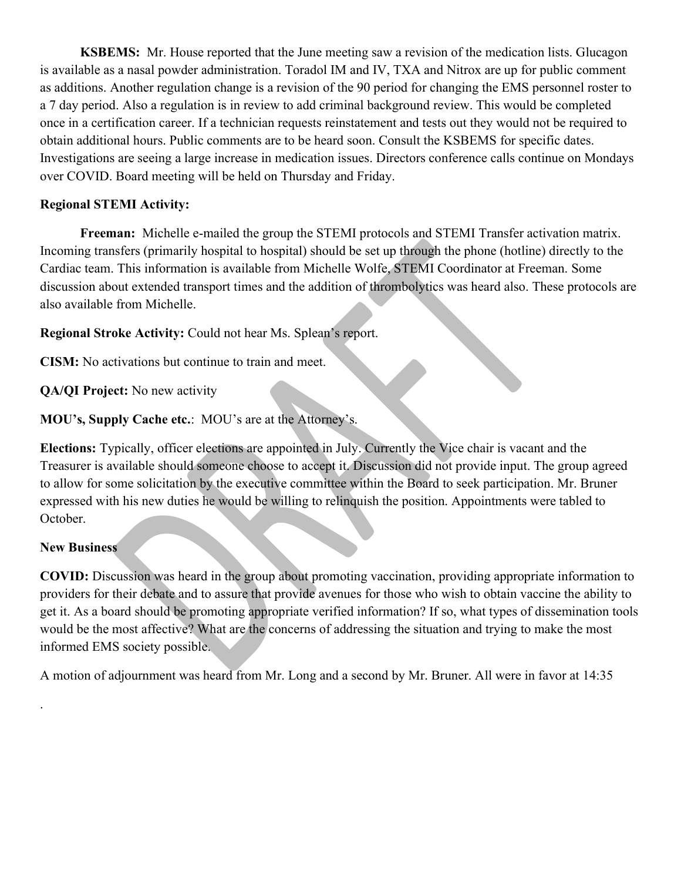**KSBEMS:** Mr. House reported that the June meeting saw a revision of the medication lists. Glucagon is available as a nasal powder administration. Toradol IM and IV, TXA and Nitrox are up for public comment as additions. Another regulation change is a revision of the 90 period for changing the EMS personnel roster to a 7 day period. Also a regulation is in review to add criminal background review. This would be completed once in a certification career. If a technician requests reinstatement and tests out they would not be required to obtain additional hours. Public comments are to be heard soon. Consult the KSBEMS for specific dates. Investigations are seeing a large increase in medication issues. Directors conference calls continue on Mondays over COVID. Board meeting will be held on Thursday and Friday.

**Regional STEMI Activity:**

**Freeman:** Michelle e-mailed the group the STEMI protocols and STEMI Transfer activation matrix. Incoming transfers (primarily hospital to hospital) should be set up through the phone (hotline) directly to the Cardiac team. This information is available from Michelle Wolfe, STEMI Coordinator at Freeman. Some discussion about extended transport times and the addition of thrombolytics was heard also. These protocols are also available from Michelle.

**Regional Stroke Activity:** Could not hear Ms. Splean's report.

**CISM:** No activations but continue to train and meet.

**QA/QI Project:** No new activity

**MOU's, Supply Cache etc.**: MOU's are at the Attorney's.

**Elections:** Typically, officer elections are appointed in July. Currently the Vice chair is vacant and the Treasurer is available should someone choose to accept it. Discussion did not provide input. The group agreed to allow for some solicitation by the executive committee within the Board to seek participation. Mr. Bruner expressed with his new duties he would be willing to relinquish the position. Appointments were tabled to October.

**New Business**

**COVID:** Discussion was heard in the group about promoting vaccination, providing appropriate information to providers for their debate and to assure that provide avenues for those who wish to obtain vaccine the ability to get it. As a board should be promoting appropriate verified information? If so, what types of dissemination tools would be the most affective? What are the concerns of addressing the situation and trying to make the most informed EMS society possible.

A motion of adjournment was heard from Mr. Long and a second by Mr. Bruner. All were in favor at 14:35

.